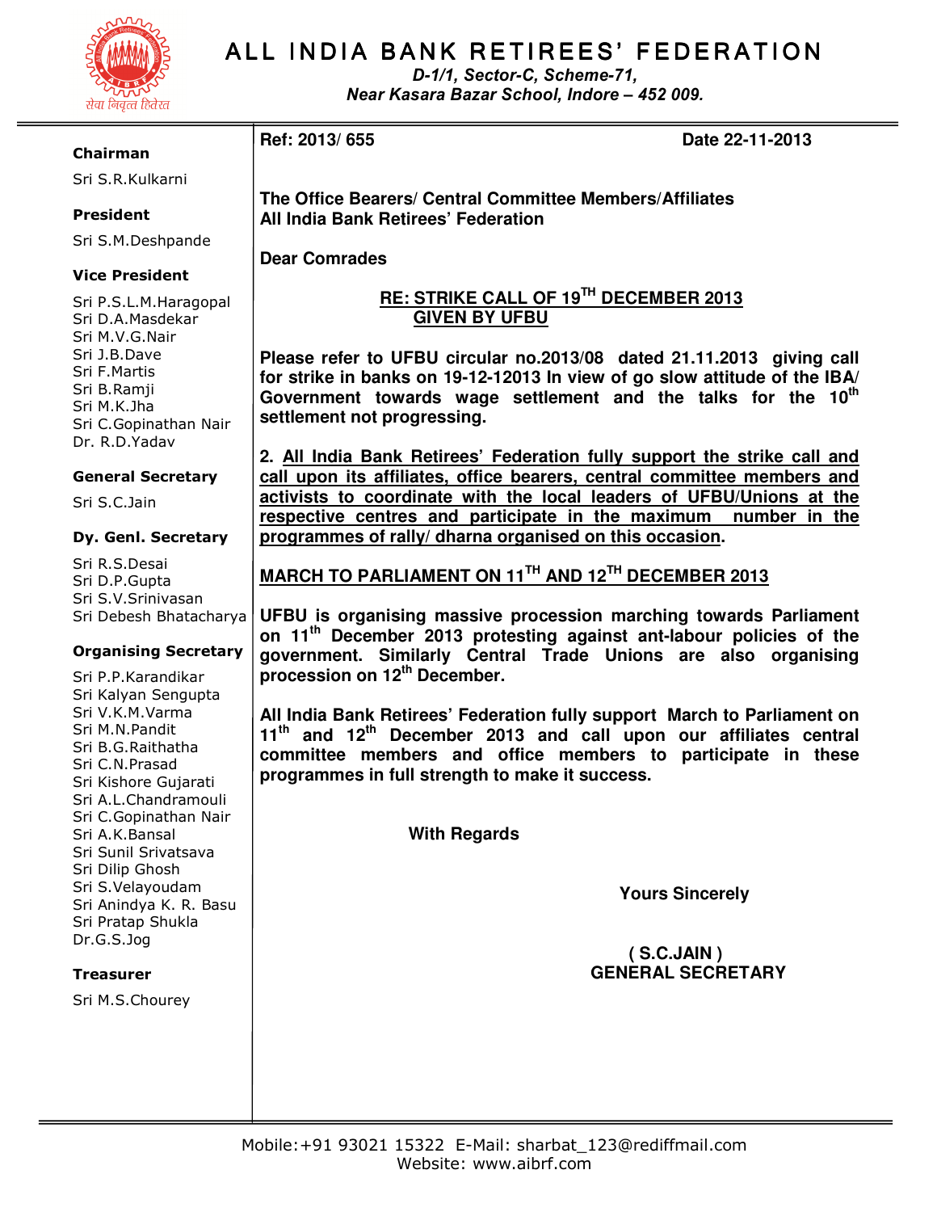# ALL INDIA BANK RETIREES' FEDERATION

*D-1/1, Sector-C, Scheme-71,*
*Near Kasara Bazar School, Indore – 452 009.*

**Chairman**
Sri S.R.Kulkarni

**President**
Sri S.M.Deshpande

**Vice President**
Sri P.S.L.M.Haragopal
Sri D.A.Masdekar
Sri M.V.G.Nair
Sri J.B.Dave
Sri F.Martis
Sri B.Ramji
Sri M.K.Jha
Sri C.Gopinathan Nair
Dr. R.D.Yadav

**General Secretary**
Sri S.C.Jain

**Dy. Genl. Secretary**
Sri R.S.Desai
Sri D.P.Gupta
Sri S.V.Srinivasan
Sri Debesh Bhatacharya

**Organising Secretary**
Sri P.P.Karandikar
Sri Kalyan Sengupta
Sri V.K.M.Varma
Sri M.N.Pandit
Sri B.G.Raithatha
Sri C.N.Prasad
Sri Kishore Gujarati
Sri A.L.Chandramouli
Sri C.Gopinathan Nair
Sri A.K.Bansal
Sri Sunil Srivatsava
Sri Dilip Ghosh
Sri S.Velayoudam
Sri Anindya K. R. Basu
Sri Pratap Shukla
Dr.G.S.Jog

**Treasurer**
Sri M.S.Chourey

---

**Ref: 2013/ 655** **Date 22-11-2013**

**The Office Bearers/ Central Committee Members/Affiliates**
**All India Bank Retirees' Federation**

**Dear Comrades**

**RE: STRIKE CALL OF 19TH DECEMBER 2013**
**GIVEN BY UFBU**

**Please refer to UFBU circular no.2013/08 dated 21.11.2013 giving call for strike in banks on 19-12-12013 In view of go slow attitude of the IBA/ Government towards wage settlement and the talks for the 10th settlement not progressing.**

**2. All India Bank Retirees' Federation fully support the strike call and call upon its affiliates, office bearers, central committee members and activists to coordinate with the local leaders of UFBU/Unions at the respective centres and participate in the maximum number in the programmes of rally/ dharna organised on this occasion.**

**MARCH TO PARLIAMENT ON 11TH AND 12TH DECEMBER 2013**

**UFBU is organising massive procession marching towards Parliament on 11th December 2013 protesting against ant-labour policies of the government. Similarly Central Trade Unions are also organising procession on 12th December.**

**All India Bank Retirees' Federation fully support March to Parliament on 11th and 12th December 2013 and call upon our affiliates central committee members and office members to participate in these programmes in full strength to make it success.**

**With Regards**

**Yours Sincerely**

**( S.C.JAIN )**
**GENERAL SECRETARY**

Mobile:+91 93021 15322 E-Mail: sharbat_123@rediffmail.com
Website: www.aibrf.com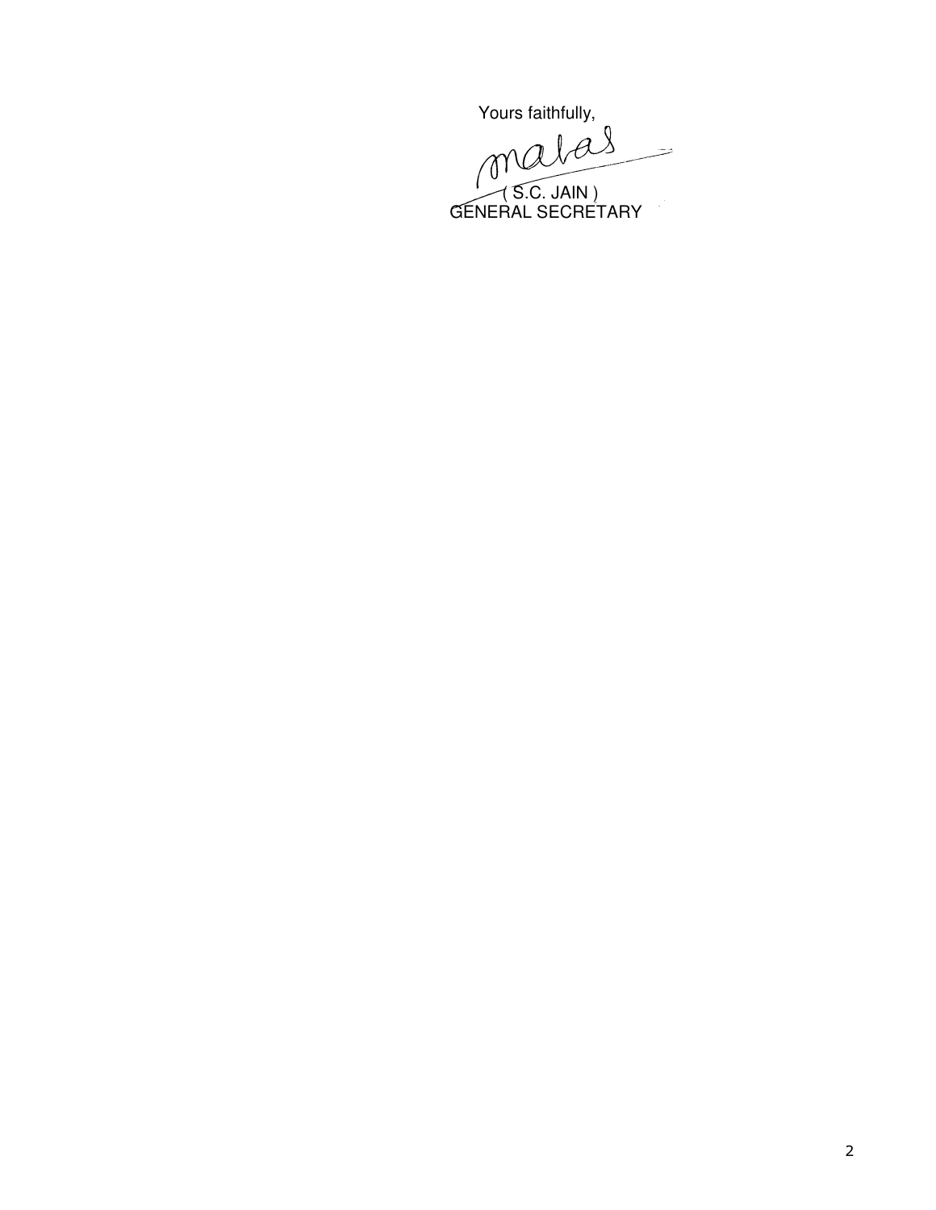Yours faithfully,

( S.C. JAIN )
GENERAL SECRETARY